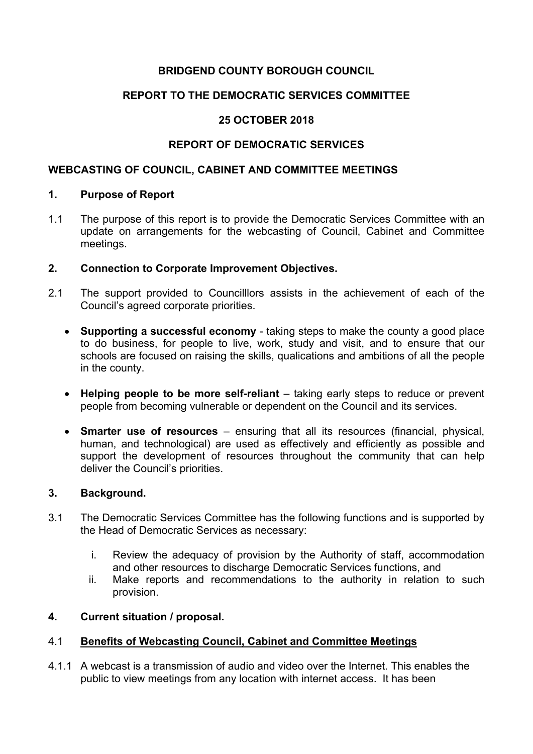**BRIDGEND COUNTY BOROUGH COUNCIL**

**REPORT TO THE DEMOCRATIC SERVICES COMMITTEE**

**25 OCTOBER 2018**

**REPORT OF DEMOCRATIC SERVICES**

**WEBCASTING OF COUNCIL, CABINET AND COMMITTEE MEETINGS**

## 1. Purpose of Report

1.1 The purpose of this report is to provide the Democratic Services Committee with an update on arrangements for the webcasting of Council, Cabinet and Committee meetings.

## 2. Connection to Corporate Improvement Objectives.

2.1 The support provided to Councilllors assists in the achievement of each of the Council's agreed corporate priorities.

- **Supporting a successful economy** - taking steps to make the county a good place to do business, for people to live, work, study and visit, and to ensure that our schools are focused on raising the skills, qualications and ambitions of all the people in the county.
- **Helping people to be more self-reliant** – taking early steps to reduce or prevent people from becoming vulnerable or dependent on the Council and its services.
- **Smarter use of resources** – ensuring that all its resources (financial, physical, human, and technological) are used as effectively and efficiently as possible and support the development of resources throughout the community that can help deliver the Council's priorities.

## 3. Background.

3.1 The Democratic Services Committee has the following functions and is supported by the Head of Democratic Services as necessary:

i. Review the adequacy of provision by the Authority of staff, accommodation and other resources to discharge Democratic Services functions, and
ii. Make reports and recommendations to the authority in relation to such provision.

## 4. Current situation / proposal.

### 4.1 <u>Benefits of Webcasting Council, Cabinet and Committee Meetings</u>

4.1.1 A webcast is a transmission of audio and video over the Internet. This enables the public to view meetings from any location with internet access. It has been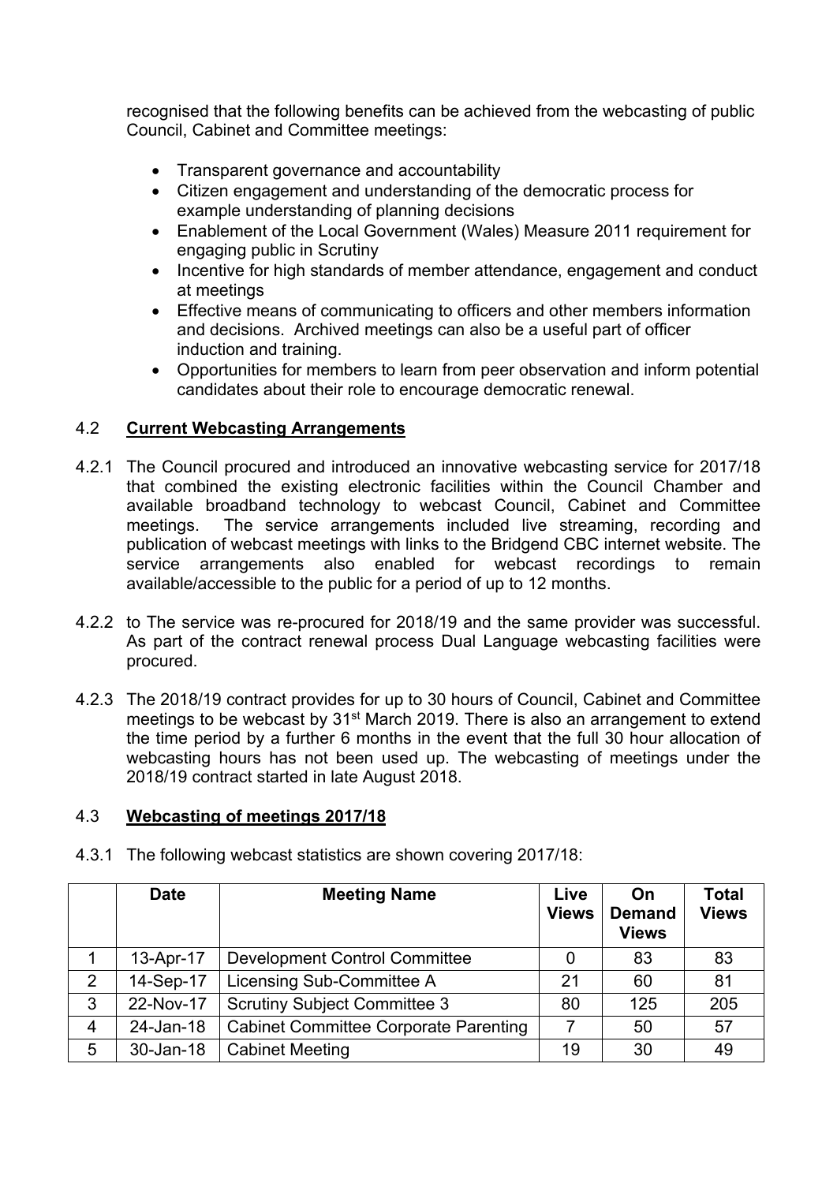recognised that the following benefits can be achieved from the webcasting of public Council, Cabinet and Committee meetings:

- Transparent governance and accountability
- Citizen engagement and understanding of the democratic process for example understanding of planning decisions
- Enablement of the Local Government (Wales) Measure 2011 requirement for engaging public in Scrutiny
- Incentive for high standards of member attendance, engagement and conduct at meetings
- Effective means of communicating to officers and other members information and decisions. Archived meetings can also be a useful part of officer induction and training.
- Opportunities for members to learn from peer observation and inform potential candidates about their role to encourage democratic renewal.

## 4.2 **Current Webcasting Arrangements**

4.2.1 The Council procured and introduced an innovative webcasting service for 2017/18 that combined the existing electronic facilities within the Council Chamber and available broadband technology to webcast Council, Cabinet and Committee meetings. The service arrangements included live streaming, recording and publication of webcast meetings with links to the Bridgend CBC internet website. The service arrangements also enabled for webcast recordings to remain available/accessible to the public for a period of up to 12 months.

4.2.2 to The service was re-procured for 2018/19 and the same provider was successful. As part of the contract renewal process Dual Language webcasting facilities were procured.

4.2.3 The 2018/19 contract provides for up to 30 hours of Council, Cabinet and Committee meetings to be webcast by 31st March 2019. There is also an arrangement to extend the time period by a further 6 months in the event that the full 30 hour allocation of webcasting hours has not been used up. The webcasting of meetings under the 2018/19 contract started in late August 2018.

## 4.3 **Webcasting of meetings 2017/18**

4.3.1 The following webcast statistics are shown covering 2017/18:

| | Date | Meeting Name | Live Views | On Demand Views | Total Views |
|---|---|---|---|---|---|
| 1 | 13-Apr-17 | Development Control Committee | 0 | 83 | 83 |
| 2 | 14-Sep-17 | Licensing Sub-Committee A | 21 | 60 | 81 |
| 3 | 22-Nov-17 | Scrutiny Subject Committee 3 | 80 | 125 | 205 |
| 4 | 24-Jan-18 | Cabinet Committee Corporate Parenting | 7 | 50 | 57 |
| 5 | 30-Jan-18 | Cabinet Meeting | 19 | 30 | 49 |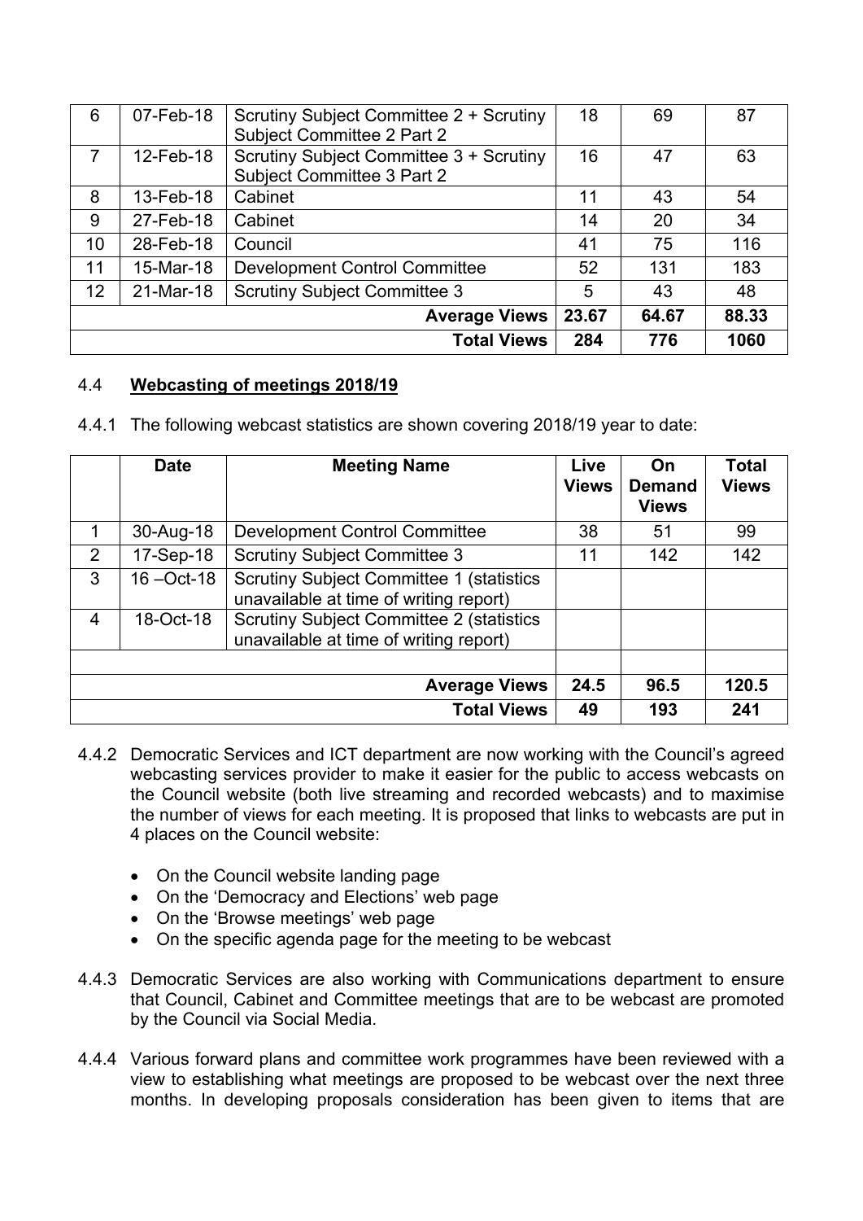| 6 | 07-Feb-18 | Scrutiny Subject Committee 2 + Scrutiny Subject Committee 2 Part 2 | 18 | 69 | 87 |
|---|---|---|---|---|---|
| 7 | 12-Feb-18 | Scrutiny Subject Committee 3 + Scrutiny Subject Committee 3 Part 2 | 16 | 47 | 63 |
| 8 | 13-Feb-18 | Cabinet | 11 | 43 | 54 |
| 9 | 27-Feb-18 | Cabinet | 14 | 20 | 34 |
| 10 | 28-Feb-18 | Council | 41 | 75 | 116 |
| 11 | 15-Mar-18 | Development Control Committee | 52 | 131 | 183 |
| 12 | 21-Mar-18 | Scrutiny Subject Committee 3 | 5 | 43 | 48 |
| | | **Average Views** | **23.67** | **64.67** | **88.33** |
| | | **Total Views** | **284** | **776** | **1060** |

4.4 **Webcasting of meetings 2018/19**

4.4.1 The following webcast statistics are shown covering 2018/19 year to date:

| | **Date** | **Meeting Name** | **Live Views** | **On Demand Views** | **Total Views** |
|---|---|---|---|---|---|
| 1 | 30-Aug-18 | Development Control Committee | 38 | 51 | 99 |
| 2 | 17-Sep-18 | Scrutiny Subject Committee 3 | 11 | 142 | 142 |
| 3 | 16 –Oct-18 | Scrutiny Subject Committee 1 (statistics unavailable at time of writing report) | | | |
| 4 | 18-Oct-18 | Scrutiny Subject Committee 2 (statistics unavailable at time of writing report) | | | |
| | | | | | |
| | | **Average Views** | **24.5** | **96.5** | **120.5** |
| | | **Total Views** | **49** | **193** | **241** |

4.4.2 Democratic Services and ICT department are now working with the Council's agreed webcasting services provider to make it easier for the public to access webcasts on the Council website (both live streaming and recorded webcasts) and to maximise the number of views for each meeting. It is proposed that links to webcasts are put in 4 places on the Council website:

- On the Council website landing page
- On the 'Democracy and Elections' web page
- On the 'Browse meetings' web page
- On the specific agenda page for the meeting to be webcast

4.4.3 Democratic Services are also working with Communications department to ensure that Council, Cabinet and Committee meetings that are to be webcast are promoted by the Council via Social Media.

4.4.4 Various forward plans and committee work programmes have been reviewed with a view to establishing what meetings are proposed to be webcast over the next three months. In developing proposals consideration has been given to items that are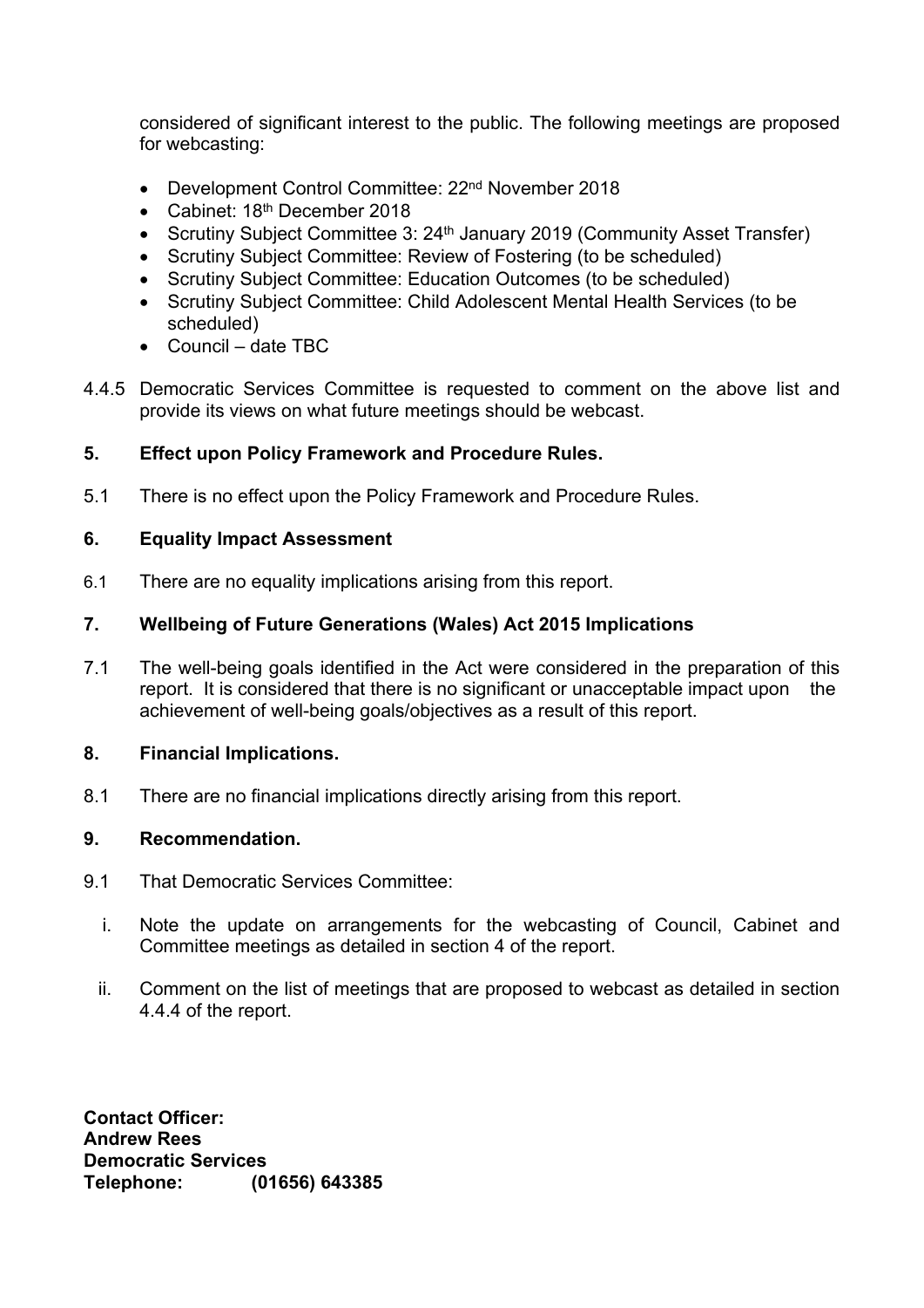considered of significant interest to the public. The following meetings are proposed for webcasting:

- Development Control Committee: 22nd November 2018
- Cabinet: 18th December 2018
- Scrutiny Subject Committee 3: 24th January 2019 (Community Asset Transfer)
- Scrutiny Subject Committee: Review of Fostering (to be scheduled)
- Scrutiny Subject Committee: Education Outcomes (to be scheduled)
- Scrutiny Subject Committee: Child Adolescent Mental Health Services (to be scheduled)
- Council – date TBC

4.4.5 Democratic Services Committee is requested to comment on the above list and provide its views on what future meetings should be webcast.

**5. Effect upon Policy Framework and Procedure Rules.**

5.1 There is no effect upon the Policy Framework and Procedure Rules.

**6. Equality Impact Assessment**

6.1 There are no equality implications arising from this report.

**7. Wellbeing of Future Generations (Wales) Act 2015 Implications**

7.1 The well-being goals identified in the Act were considered in the preparation of this report. It is considered that there is no significant or unacceptable impact upon the achievement of well-being goals/objectives as a result of this report.

**8. Financial Implications.**

8.1 There are no financial implications directly arising from this report.

**9. Recommendation.**

9.1 That Democratic Services Committee:

i. Note the update on arrangements for the webcasting of Council, Cabinet and Committee meetings as detailed in section 4 of the report.

ii. Comment on the list of meetings that are proposed to webcast as detailed in section 4.4.4 of the report.

**Contact Officer:**
**Andrew Rees**
**Democratic Services**
**Telephone: (01656) 643385**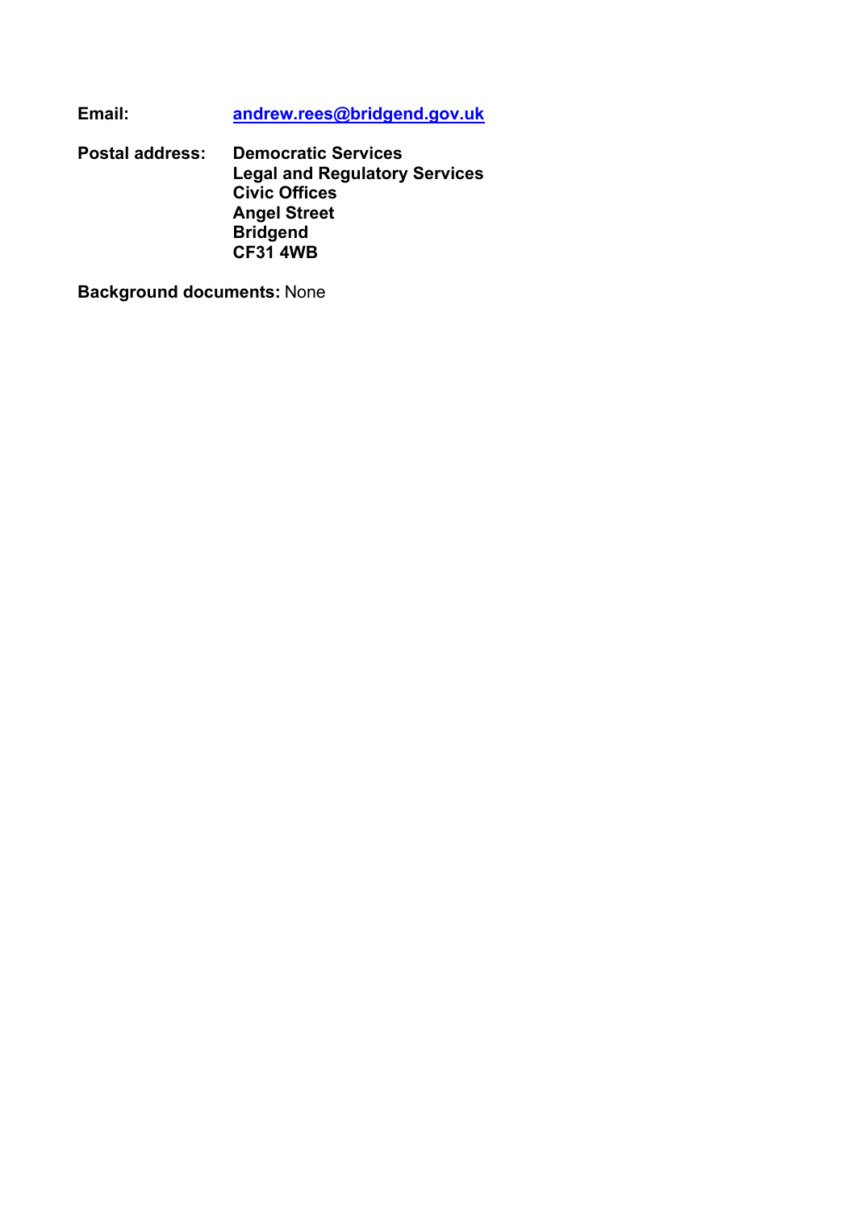**Email:** andrew.rees@bridgend.gov.uk

**Postal address:** **Democratic Services**
**Legal and Regulatory Services**
**Civic Offices**
**Angel Street**
**Bridgend**
**CF31 4WB**

**Background documents:** None